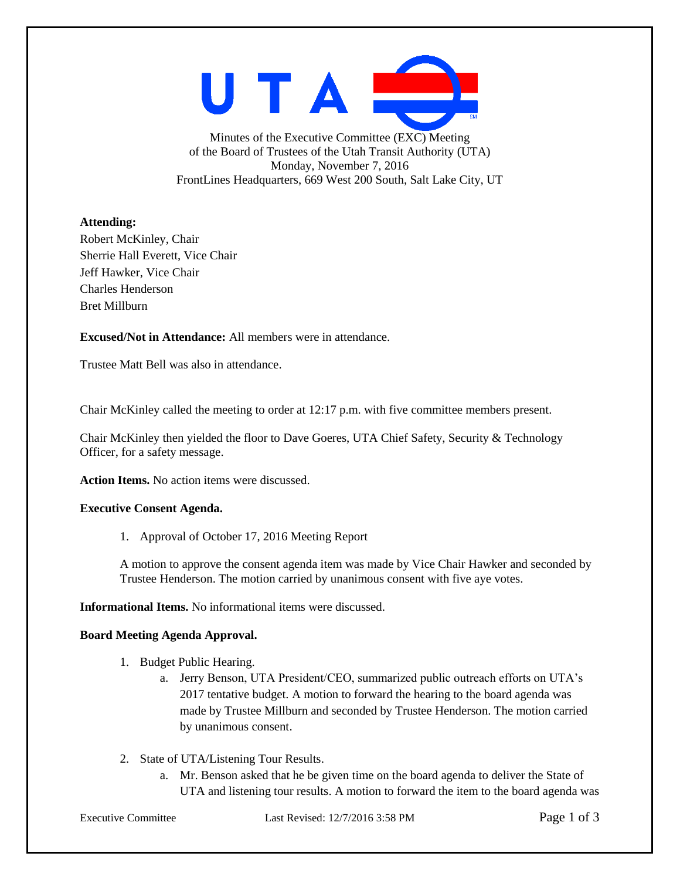Minutes of the Executive Committee (EXC) Meeting
of the Board of Trustees of the Utah Transit Authority (UTA)
Monday, November 7, 2016
FrontLines Headquarters, 669 West 200 South, Salt Lake City, UT

**Attending:**
Robert McKinley, Chair
Sherrie Hall Everett, Vice Chair
Jeff Hawker, Vice Chair
Charles Henderson
Bret Millburn

**Excused/Not in Attendance:** All members were in attendance.

Trustee Matt Bell was also in attendance.

Chair McKinley called the meeting to order at 12:17 p.m. with five committee members present.

Chair McKinley then yielded the floor to Dave Goeres, UTA Chief Safety, Security & Technology Officer, for a safety message.

**Action Items.** No action items were discussed.

**Executive Consent Agenda.**

1. Approval of October 17, 2016 Meeting Report

A motion to approve the consent agenda item was made by Vice Chair Hawker and seconded by Trustee Henderson. The motion carried by unanimous consent with five aye votes.

**Informational Items.** No informational items were discussed.

**Board Meeting Agenda Approval.**

1. Budget Public Hearing.
   a. Jerry Benson, UTA President/CEO, summarized public outreach efforts on UTA's 2017 tentative budget. A motion to forward the hearing to the board agenda was made by Trustee Millburn and seconded by Trustee Henderson. The motion carried by unanimous consent.

2. State of UTA/Listening Tour Results.
   a. Mr. Benson asked that he be given time on the board agenda to deliver the State of UTA and listening tour results. A motion to forward the item to the board agenda was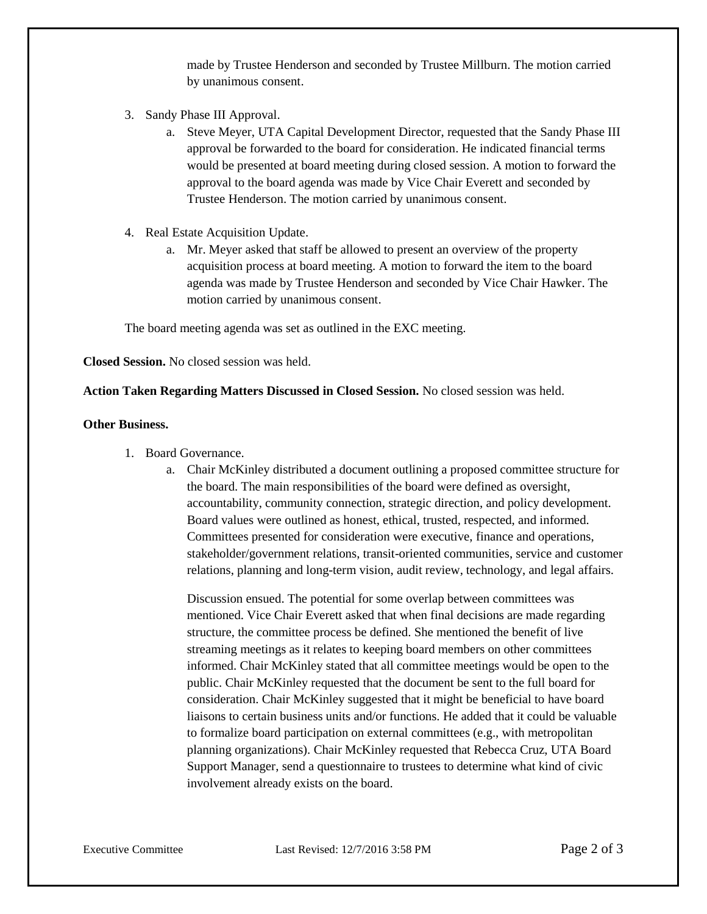made by Trustee Henderson and seconded by Trustee Millburn. The motion carried by unanimous consent.

3. Sandy Phase III Approval.
   a. Steve Meyer, UTA Capital Development Director, requested that the Sandy Phase III approval be forwarded to the board for consideration. He indicated financial terms would be presented at board meeting during closed session. A motion to forward the approval to the board agenda was made by Vice Chair Everett and seconded by Trustee Henderson. The motion carried by unanimous consent.

4. Real Estate Acquisition Update.
   a. Mr. Meyer asked that staff be allowed to present an overview of the property acquisition process at board meeting. A motion to forward the item to the board agenda was made by Trustee Henderson and seconded by Vice Chair Hawker. The motion carried by unanimous consent.

The board meeting agenda was set as outlined in the EXC meeting.

**Closed Session.** No closed session was held.

**Action Taken Regarding Matters Discussed in Closed Session.** No closed session was held.

**Other Business.**

1. Board Governance.
   a. Chair McKinley distributed a document outlining a proposed committee structure for the board. The main responsibilities of the board were defined as oversight, accountability, community connection, strategic direction, and policy development. Board values were outlined as honest, ethical, trusted, respected, and informed. Committees presented for consideration were executive, finance and operations, stakeholder/government relations, transit-oriented communities, service and customer relations, planning and long-term vision, audit review, technology, and legal affairs.

      Discussion ensued. The potential for some overlap between committees was mentioned. Vice Chair Everett asked that when final decisions are made regarding structure, the committee process be defined. She mentioned the benefit of live streaming meetings as it relates to keeping board members on other committees informed. Chair McKinley stated that all committee meetings would be open to the public. Chair McKinley requested that the document be sent to the full board for consideration. Chair McKinley suggested that it might be beneficial to have board liaisons to certain business units and/or functions. He added that it could be valuable to formalize board participation on external committees (e.g., with metropolitan planning organizations). Chair McKinley requested that Rebecca Cruz, UTA Board Support Manager, send a questionnaire to trustees to determine what kind of civic involvement already exists on the board.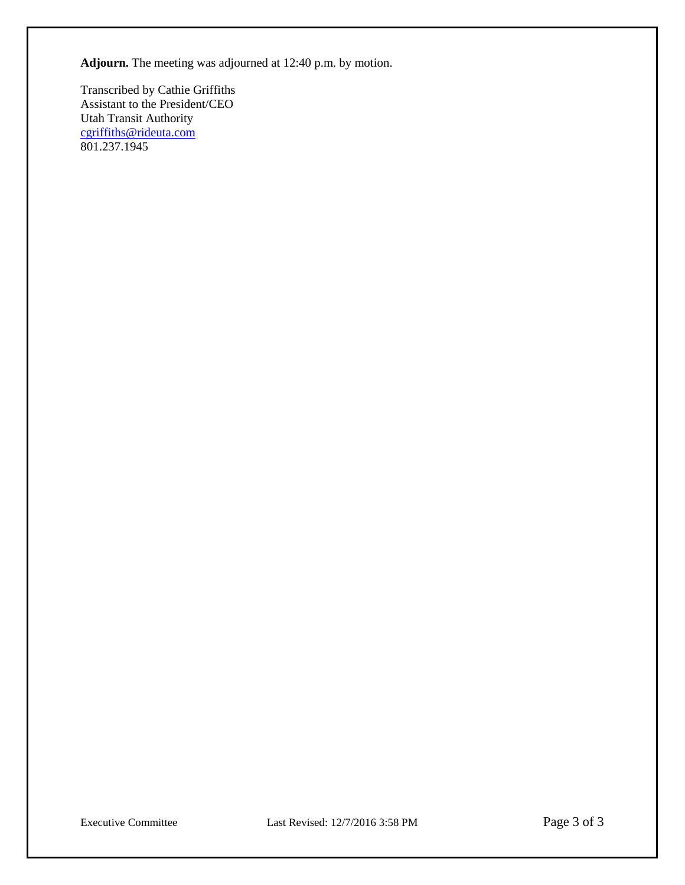**Adjourn.** The meeting was adjourned at 12:40 p.m. by motion.

Transcribed by Cathie Griffiths
Assistant to the President/CEO
Utah Transit Authority
cgriffiths@rideuta.com
801.237.1945